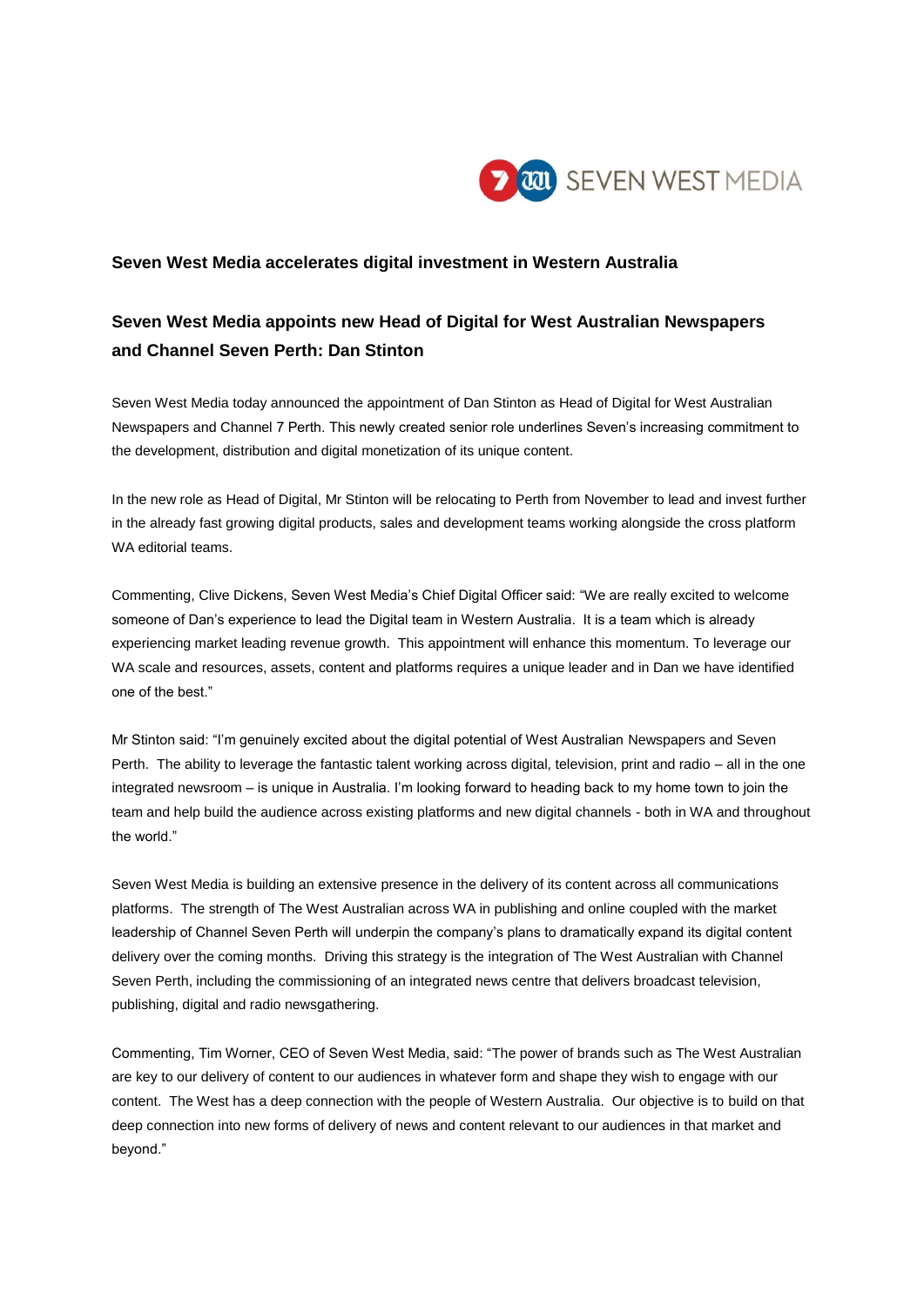SEVEN WEST MEDIA

## Seven West Media accelerates digital investment in Western Australia

## Seven West Media appoints new Head of Digital for West Australian Newspapers and Channel Seven Perth: Dan Stinton

Seven West Media today announced the appointment of Dan Stinton as Head of Digital for West Australian Newspapers and Channel 7 Perth. This newly created senior role underlines Seven's increasing commitment to the development, distribution and digital monetization of its unique content.

In the new role as Head of Digital, Mr Stinton will be relocating to Perth from November to lead and invest further in the already fast growing digital products, sales and development teams working alongside the cross platform WA editorial teams.

Commenting, Clive Dickens, Seven West Media's Chief Digital Officer said: "We are really excited to welcome someone of Dan's experience to lead the Digital team in Western Australia. It is a team which is already experiencing market leading revenue growth. This appointment will enhance this momentum. To leverage our WA scale and resources, assets, content and platforms requires a unique leader and in Dan we have identified one of the best."

Mr Stinton said: "I'm genuinely excited about the digital potential of West Australian Newspapers and Seven Perth. The ability to leverage the fantastic talent working across digital, television, print and radio – all in the one integrated newsroom – is unique in Australia. I'm looking forward to heading back to my home town to join the team and help build the audience across existing platforms and new digital channels - both in WA and throughout the world."

Seven West Media is building an extensive presence in the delivery of its content across all communications platforms. The strength of The West Australian across WA in publishing and online coupled with the market leadership of Channel Seven Perth will underpin the company's plans to dramatically expand its digital content delivery over the coming months. Driving this strategy is the integration of The West Australian with Channel Seven Perth, including the commissioning of an integrated news centre that delivers broadcast television, publishing, digital and radio newsgathering.

Commenting, Tim Worner, CEO of Seven West Media, said: "The power of brands such as The West Australian are key to our delivery of content to our audiences in whatever form and shape they wish to engage with our content. The West has a deep connection with the people of Western Australia. Our objective is to build on that deep connection into new forms of delivery of news and content relevant to our audiences in that market and beyond."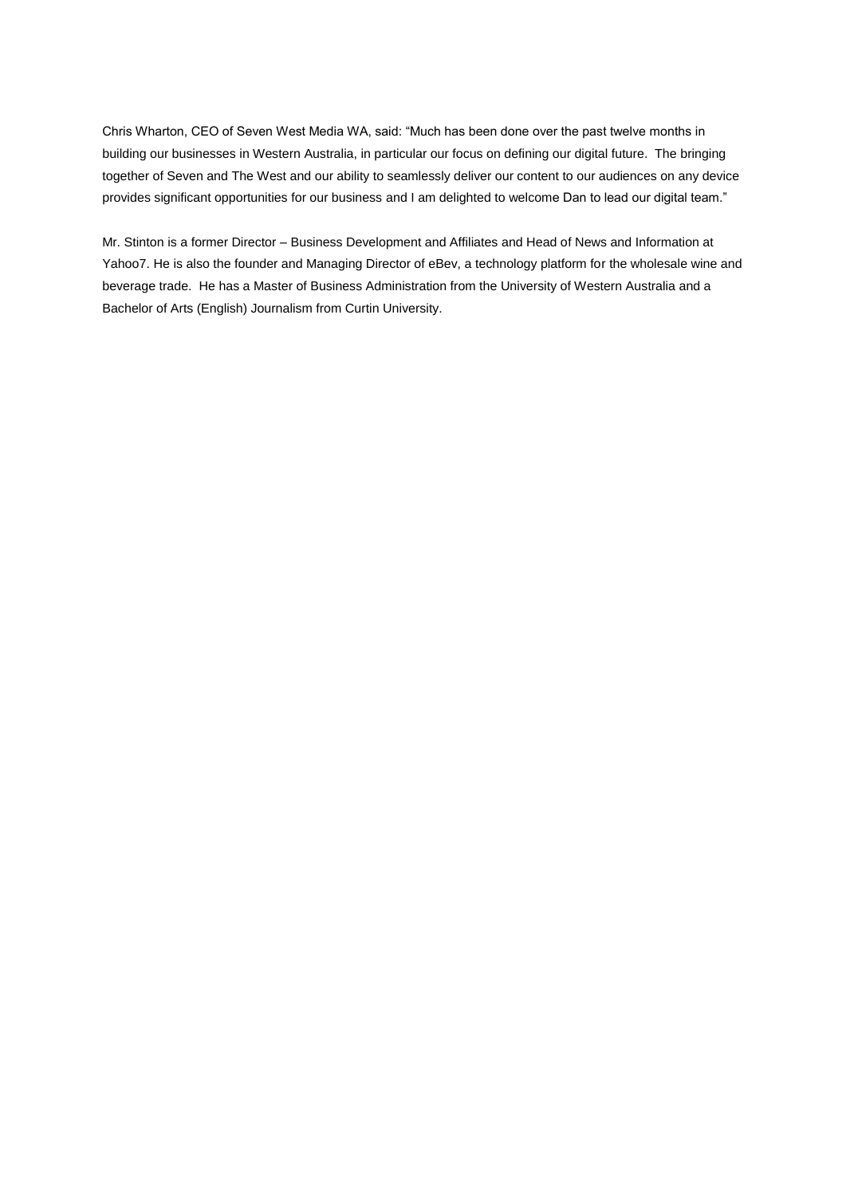Chris Wharton, CEO of Seven West Media WA, said: "Much has been done over the past twelve months in building our businesses in Western Australia, in particular our focus on defining our digital future. The bringing together of Seven and The West and our ability to seamlessly deliver our content to our audiences on any device provides significant opportunities for our business and I am delighted to welcome Dan to lead our digital team."

Mr. Stinton is a former Director – Business Development and Affiliates and Head of News and Information at Yahoo7. He is also the founder and Managing Director of eBev, a technology platform for the wholesale wine and beverage trade. He has a Master of Business Administration from the University of Western Australia and a Bachelor of Arts (English) Journalism from Curtin University.